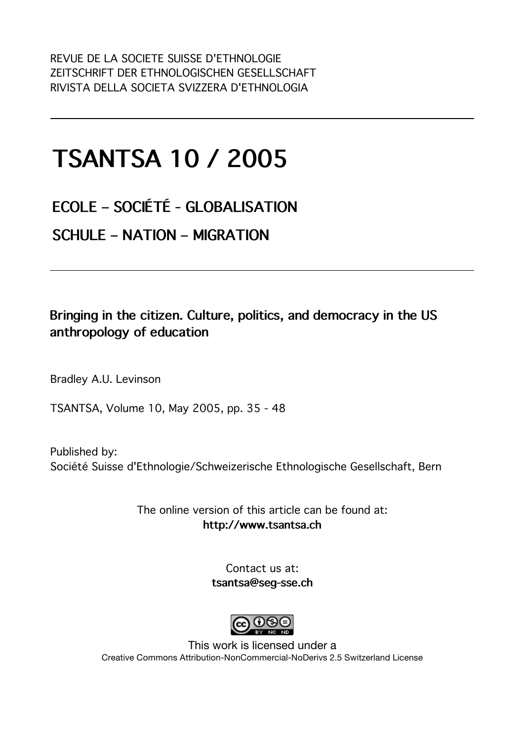REVUE DE LA SOCIETE SUISSE D'ETHNOLOGIE
ZEITSCHRIFT DER ETHNOLOGISCHEN GESELLSCHAFT
RIVISTA DELLA SOCIETA SVIZZERA D'ETHNOLOGIA

# TSANTSA 10 / 2005

## ECOLE – SOCIÉTÉ - GLOBALISATION

## SCHULE – NATION – MIGRATION

### Bringing in the citizen. Culture, politics, and democracy in the US anthropology of education

Bradley A.U. Levinson

TSANTSA, Volume 10, May 2005, pp. 35 - 48

Published by:
Société Suisse d'Ethnologie/Schweizerische Ethnologische Gesellschaft, Bern

The online version of this article can be found at:
**http://www.tsantsa.ch**

Contact us at:
**tsantsa@seg-sse.ch**

This work is licensed under a
Creative Commons Attribution-NonCommercial-NoDerivs 2.5 Switzerland License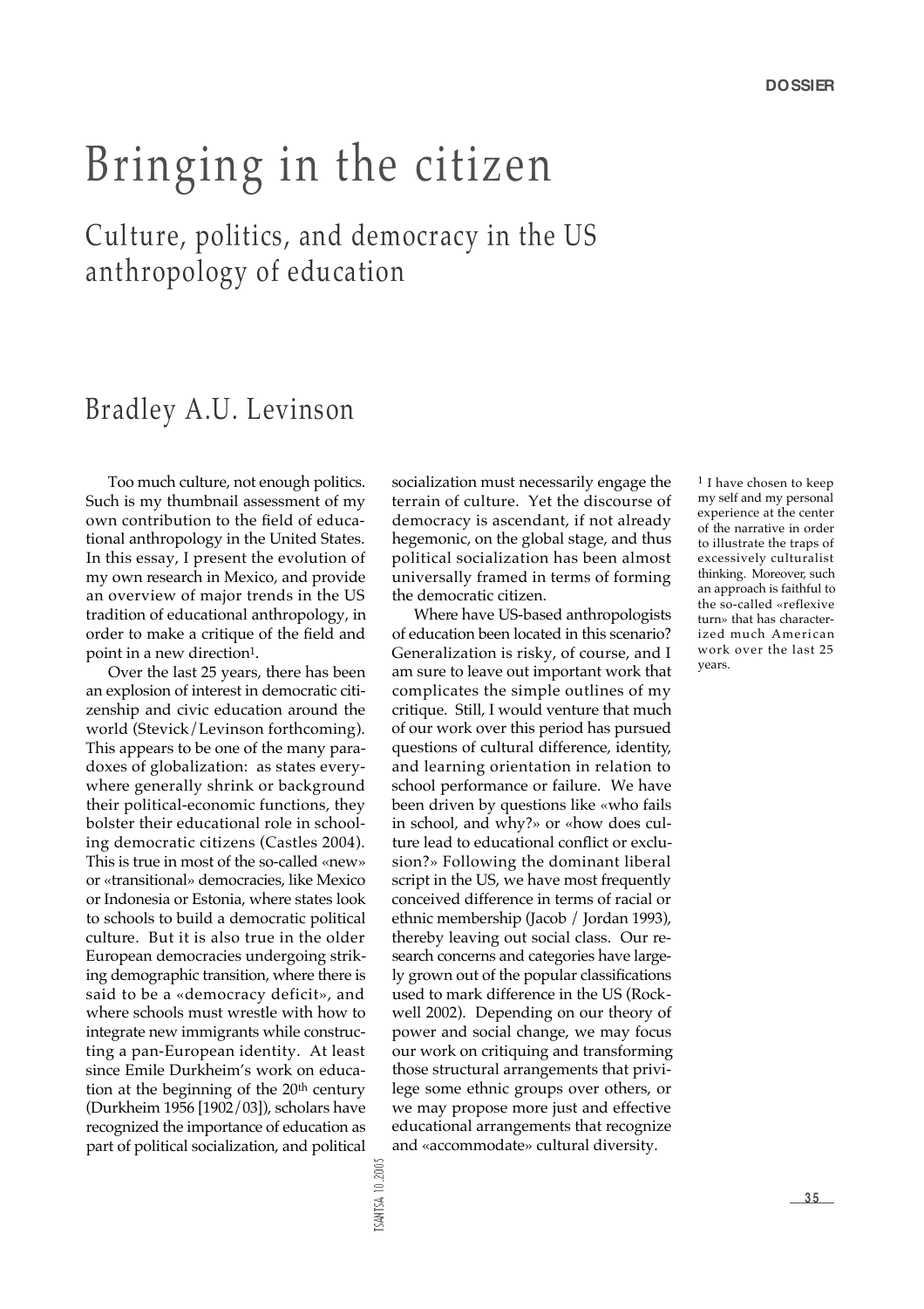# Bringing in the citizen

## Culture, politics, and democracy in the US anthropology of education

### Bradley A.U. Levinson

Too much culture, not enough politics. Such is my thumbnail assessment of my own contribution to the field of educational anthropology in the United States. In this essay, I present the evolution of my own research in Mexico, and provide an overview of major trends in the US tradition of educational anthropology, in order to make a critique of the field and point in a new direction[1].

Over the last 25 years, there has been an explosion of interest in democratic citizenship and civic education around the world (Stevick/Levinson forthcoming). This appears to be one of the many paradoxes of globalization: as states everywhere generally shrink or background their political-economic functions, they bolster their educational role in schooling democratic citizens (Castles 2004). This is true in most of the so-called «new» or «transitional» democracies, like Mexico or Indonesia or Estonia, where states look to schools to build a democratic political culture. But it is also true in the older European democracies undergoing striking demographic transition, where there is said to be a «democracy deficit», and where schools must wrestle with how to integrate new immigrants while constructing a pan-European identity. At least since Emile Durkheim's work on education at the beginning of the 20th century (Durkheim 1956 [1902/03]), scholars have recognized the importance of education as part of political socialization, and political socialization must necessarily engage the terrain of culture. Yet the discourse of democracy is ascendant, if not already hegemonic, on the global stage, and thus political socialization has been almost universally framed in terms of forming the democratic citizen.

Where have US-based anthropologists of education been located in this scenario? Generalization is risky, of course, and I am sure to leave out important work that complicates the simple outlines of my critique. Still, I would venture that much of our work over this period has pursued questions of cultural difference, identity, and learning orientation in relation to school performance or failure. We have been driven by questions like «who fails in school, and why?» or «how does culture lead to educational conflict or exclusion?» Following the dominant liberal script in the US, we have most frequently conceived difference in terms of racial or ethnic membership (Jacob / Jordan 1993), thereby leaving out social class. Our research concerns and categories have largely grown out of the popular classifications used to mark difference in the US (Rockwell 2002). Depending on our theory of power and social change, we may focus our work on critiquing and transforming those structural arrangements that privilege some ethnic groups over others, or we may propose more just and effective educational arrangements that recognize and «accommodate» cultural diversity.

[1] I have chosen to keep my self and my personal experience at the center of the narrative in order to illustrate the traps of excessively culturalist thinking. Moreover, such an approach is faithful to the so-called «reflexive turn» that has characterized much American work over the last 25 years.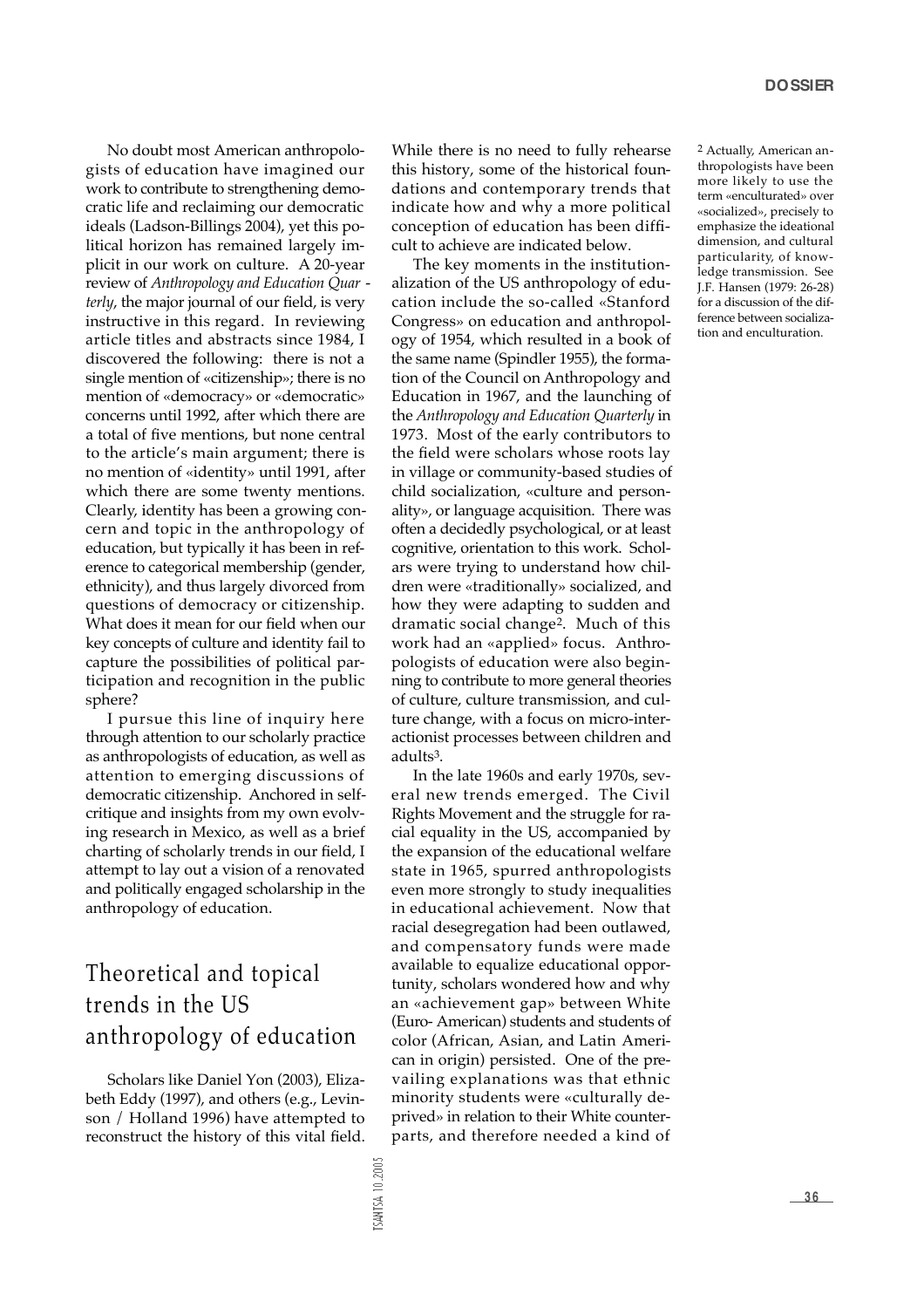No doubt most American anthropologists of education have imagined our work to contribute to strengthening democratic life and reclaiming our democratic ideals (Ladson-Billings 2004), yet this political horizon has remained largely implicit in our work on culture. A 20-year review of *Anthropology and Education Quarterly*, the major journal of our field, is very instructive in this regard. In reviewing article titles and abstracts since 1984, I discovered the following: there is not a single mention of «citizenship»; there is no mention of «democracy» or «democratic» concerns until 1992, after which there are a total of five mentions, but none central to the article's main argument; there is no mention of «identity» until 1991, after which there are some twenty mentions. Clearly, identity has been a growing concern and topic in the anthropology of education, but typically it has been in reference to categorical membership (gender, ethnicity), and thus largely divorced from questions of democracy or citizenship. What does it mean for our field when our key concepts of culture and identity fail to capture the possibilities of political participation and recognition in the public sphere?

I pursue this line of inquiry here through attention to our scholarly practice as anthropologists of education, as well as attention to emerging discussions of democratic citizenship. Anchored in self-critique and insights from my own evolving research in Mexico, as well as a brief charting of scholarly trends in our field, I attempt to lay out a vision of a renovated and politically engaged scholarship in the anthropology of education.

## Theoretical and topical trends in the US anthropology of education

Scholars like Daniel Yon (2003), Elizabeth Eddy (1997), and others (e.g., Levinson / Holland 1996) have attempted to reconstruct the history of this vital field. While there is no need to fully rehearse this history, some of the historical foundations and contemporary trends that indicate how and why a more political conception of education has been difficult to achieve are indicated below.

The key moments in the institutionalization of the US anthropology of education include the so-called «Stanford Congress» on education and anthropology of 1954, which resulted in a book of the same name (Spindler 1955), the formation of the Council on Anthropology and Education in 1967, and the launching of the *Anthropology and Education Quarterly* in 1973. Most of the early contributors to the field were scholars whose roots lay in village or community-based studies of child socialization, «culture and personality», or language acquisition. There was often a decidedly psychological, or at least cognitive, orientation to this work. Scholars were trying to understand how children were «traditionally» socialized, and how they were adapting to sudden and dramatic social change[2]. Much of this work had an «applied» focus. Anthropologists of education were also beginning to contribute to more general theories of culture, culture transmission, and culture change, with a focus on micro-interactionist processes between children and adults[3].

In the late 1960s and early 1970s, several new trends emerged. The Civil Rights Movement and the struggle for racial equality in the US, accompanied by the expansion of the educational welfare state in 1965, spurred anthropologists even more strongly to study inequalities in educational achievement. Now that racial desegregation had been outlawed, and compensatory funds were made available to equalize educational opportunity, scholars wondered how and why an «achievement gap» between White (Euro- American) students and students of color (African, Asian, and Latin American in origin) persisted. One of the prevailing explanations was that ethnic minority students were «culturally deprived» in relation to their White counterparts, and therefore needed a kind of

[2] Actually, American anthropologists have been more likely to use the term «enculturated» over «socialized», precisely to emphasize the ideational dimension, and cultural particularity, of knowledge transmission. See J.F. Hansen (1979: 26-28) for a discussion of the difference between socialization and enculturation.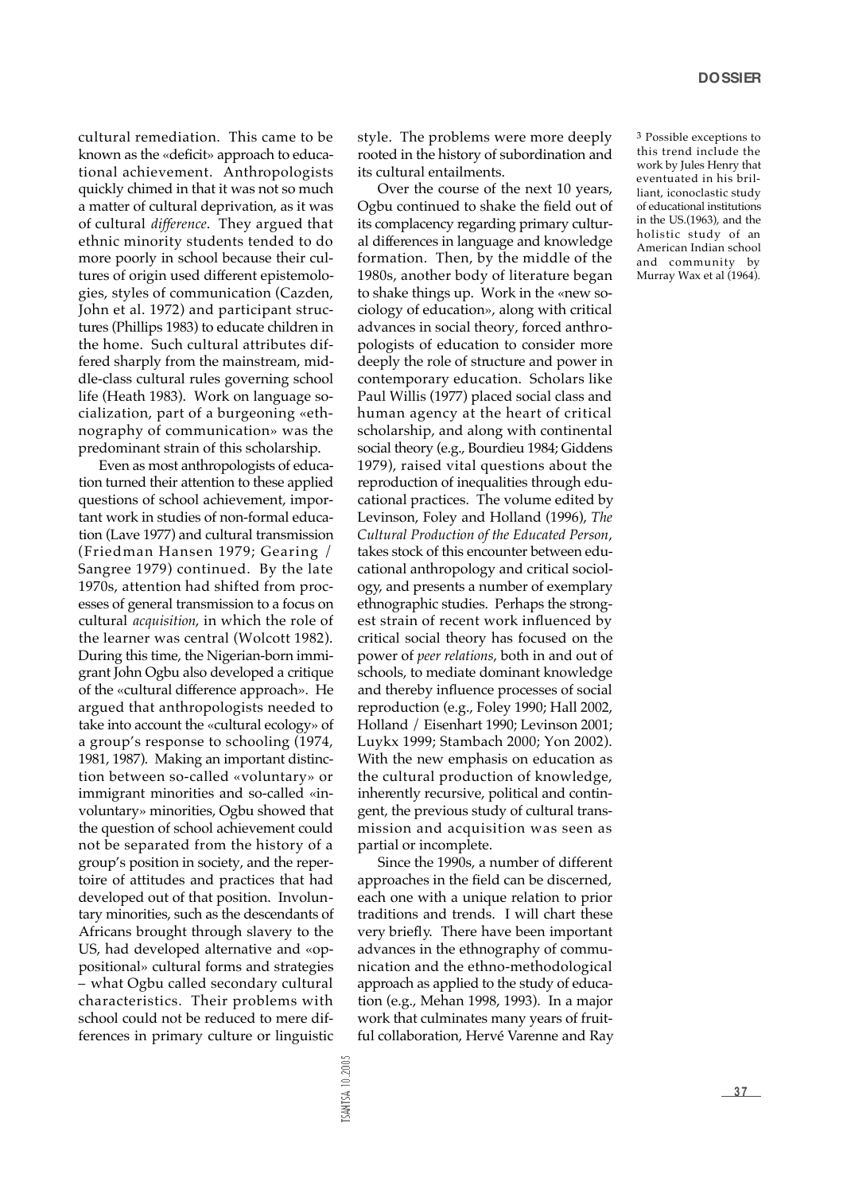cultural remediation. This came to be known as the «deficit» approach to educational achievement. Anthropologists quickly chimed in that it was not so much a matter of cultural deprivation, as it was of cultural *difference*. They argued that ethnic minority students tended to do more poorly in school because their cultures of origin used different epistemologies, styles of communication (Cazden, John et al. 1972) and participant structures (Phillips 1983) to educate children in the home. Such cultural attributes differed sharply from the mainstream, middle-class cultural rules governing school life (Heath 1983). Work on language socialization, part of a burgeoning «ethnography of communication» was the predominant strain of this scholarship.

Even as most anthropologists of education turned their attention to these applied questions of school achievement, important work in studies of non-formal education (Lave 1977) and cultural transmission (Friedman Hansen 1979; Gearing / Sangree 1979) continued. By the late 1970s, attention had shifted from processes of general transmission to a focus on cultural *acquisition*, in which the role of the learner was central (Wolcott 1982). During this time, the Nigerian-born immigrant John Ogbu also developed a critique of the «cultural difference approach». He argued that anthropologists needed to take into account the «cultural ecology» of a group's response to schooling (1974, 1981, 1987). Making an important distinction between so-called «voluntary» or immigrant minorities and so-called «involuntary» minorities, Ogbu showed that the question of school achievement could not be separated from the history of a group's position in society, and the repertoire of attitudes and practices that had developed out of that position. Involuntary minorities, such as the descendants of Africans brought through slavery to the US, had developed alternative and «oppositional» cultural forms and strategies – what Ogbu called secondary cultural characteristics. Their problems with school could not be reduced to mere differences in primary culture or linguistic style. The problems were more deeply rooted in the history of subordination and its cultural entailments.

Over the course of the next 10 years, Ogbu continued to shake the field out of its complacency regarding primary cultural differences in language and knowledge formation. Then, by the middle of the 1980s, another body of literature began to shake things up. Work in the «new sociology of education», along with critical advances in social theory, forced anthropologists of education to consider more deeply the role of structure and power in contemporary education. Scholars like Paul Willis (1977) placed social class and human agency at the heart of critical scholarship, and along with continental social theory (e.g., Bourdieu 1984; Giddens 1979), raised vital questions about the reproduction of inequalities through educational practices. The volume edited by Levinson, Foley and Holland (1996), *The Cultural Production of the Educated Person*, takes stock of this encounter between educational anthropology and critical sociology, and presents a number of exemplary ethnographic studies. Perhaps the strongest strain of recent work influenced by critical social theory has focused on the power of *peer relations*, both in and out of schools, to mediate dominant knowledge and thereby influence processes of social reproduction (e.g., Foley 1990; Hall 2002, Holland / Eisenhart 1990; Levinson 2001; Luykx 1999; Stambach 2000; Yon 2002). With the new emphasis on education as the cultural production of knowledge, inherently recursive, political and contingent, the previous study of cultural transmission and acquisition was seen as partial or incomplete.

Since the 1990s, a number of different approaches in the field can be discerned, each one with a unique relation to prior traditions and trends. I will chart these very briefly. There have been important advances in the ethnography of communication and the ethno-methodological approach as applied to the study of education (e.g., Mehan 1998, 1993). In a major work that culminates many years of fruitful collaboration, Hervé Varenne and Ray

[3] Possible exceptions to this trend include the work by Jules Henry that eventuated in his brilliant, iconoclastic study of educational institutions in the US.(1963), and the holistic study of an American Indian school and community by Murray Wax et al (1964).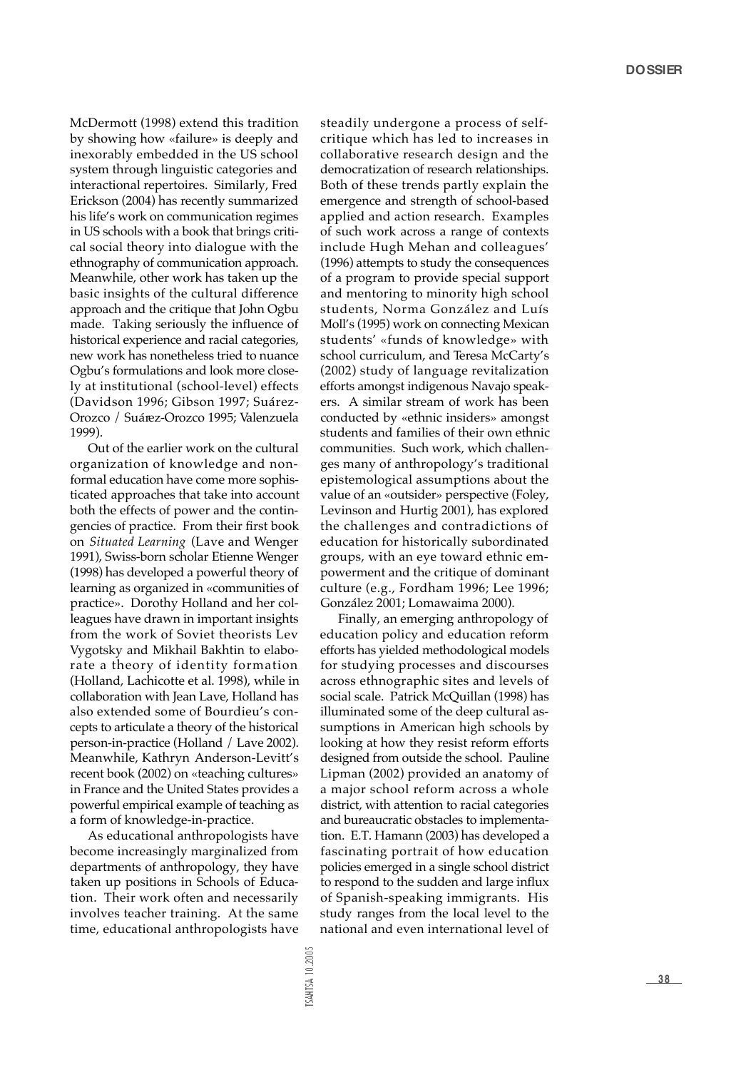McDermott (1998) extend this tradition by showing how «failure» is deeply and inexorably embedded in the US school system through linguistic categories and interactional repertoires. Similarly, Fred Erickson (2004) has recently summarized his life's work on communication regimes in US schools with a book that brings critical social theory into dialogue with the ethnography of communication approach. Meanwhile, other work has taken up the basic insights of the cultural difference approach and the critique that John Ogbu made. Taking seriously the influence of historical experience and racial categories, new work has nonetheless tried to nuance Ogbu's formulations and look more closely at institutional (school-level) effects (Davidson 1996; Gibson 1997; Suárez-Orozco / Suárez-Orozco 1995; Valenzuela 1999).

Out of the earlier work on the cultural organization of knowledge and nonformal education have come more sophisticated approaches that take into account both the effects of power and the contingencies of practice. From their first book on *Situated Learning* (Lave and Wenger 1991), Swiss-born scholar Etienne Wenger (1998) has developed a powerful theory of learning as organized in «communities of practice». Dorothy Holland and her colleagues have drawn in important insights from the work of Soviet theorists Lev Vygotsky and Mikhail Bakhtin to elaborate a theory of identity formation (Holland, Lachicotte et al. 1998), while in collaboration with Jean Lave, Holland has also extended some of Bourdieu's concepts to articulate a theory of the historical person-in-practice (Holland / Lave 2002). Meanwhile, Kathryn Anderson-Levitt's recent book (2002) on «teaching cultures» in France and the United States provides a powerful empirical example of teaching as a form of knowledge-in-practice.

As educational anthropologists have become increasingly marginalized from departments of anthropology, they have taken up positions in Schools of Education. Their work often and necessarily involves teacher training. At the same time, educational anthropologists have steadily undergone a process of self-critique which has led to increases in collaborative research design and the democratization of research relationships. Both of these trends partly explain the emergence and strength of school-based applied and action research. Examples of such work across a range of contexts include Hugh Mehan and colleagues' (1996) attempts to study the consequences of a program to provide special support and mentoring to minority high school students, Norma González and Luís Moll's (1995) work on connecting Mexican students' «funds of knowledge» with school curriculum, and Teresa McCarty's (2002) study of language revitalization efforts amongst indigenous Navajo speakers. A similar stream of work has been conducted by «ethnic insiders» amongst students and families of their own ethnic communities. Such work, which challenges many of anthropology's traditional epistemological assumptions about the value of an «outsider» perspective (Foley, Levinson and Hurtig 2001), has explored the challenges and contradictions of education for historically subordinated groups, with an eye toward ethnic empowerment and the critique of dominant culture (e.g., Fordham 1996; Lee 1996; González 2001; Lomawaima 2000).

Finally, an emerging anthropology of education policy and education reform efforts has yielded methodological models for studying processes and discourses across ethnographic sites and levels of social scale. Patrick McQuillan (1998) has illuminated some of the deep cultural assumptions in American high schools by looking at how they resist reform efforts designed from outside the school. Pauline Lipman (2002) provided an anatomy of a major school reform across a whole district, with attention to racial categories and bureaucratic obstacles to implementation. E.T. Hamann (2003) has developed a fascinating portrait of how education policies emerged in a single school district to respond to the sudden and large influx of Spanish-speaking immigrants. His study ranges from the local level to the national and even international level of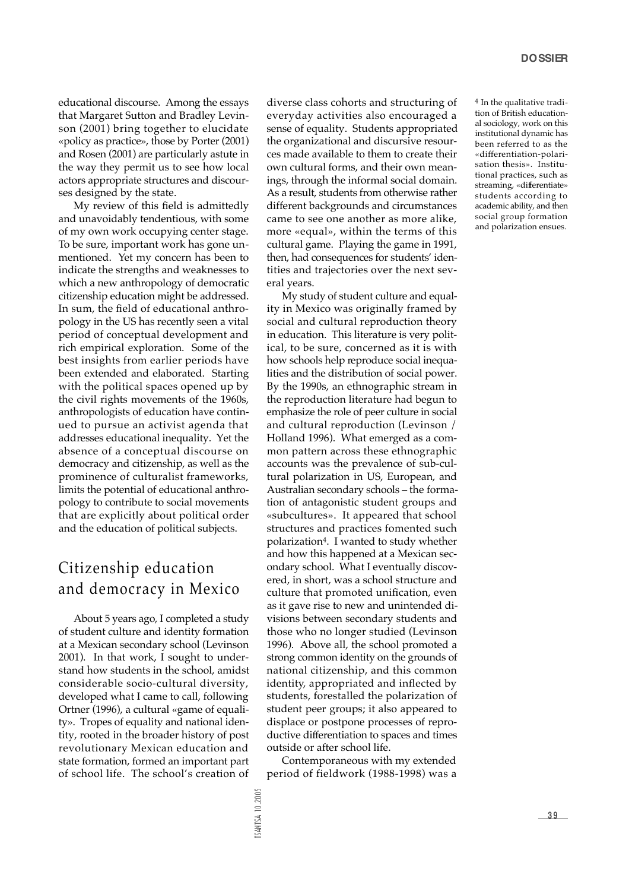educational discourse. Among the essays that Margaret Sutton and Bradley Levinson (2001) bring together to elucidate «policy as practice», those by Porter (2001) and Rosen (2001) are particularly astute in the way they permit us to see how local actors appropriate structures and discourses designed by the state.

My review of this field is admittedly and unavoidably tendentious, with some of my own work occupying center stage. To be sure, important work has gone unmentioned. Yet my concern has been to indicate the strengths and weaknesses to which a new anthropology of democratic citizenship education might be addressed. In sum, the field of educational anthropology in the US has recently seen a vital period of conceptual development and rich empirical exploration. Some of the best insights from earlier periods have been extended and elaborated. Starting with the political spaces opened up by the civil rights movements of the 1960s, anthropologists of education have continued to pursue an activist agenda that addresses educational inequality. Yet the absence of a conceptual discourse on democracy and citizenship, as well as the prominence of culturalist frameworks, limits the potential of educational anthropology to contribute to social movements that are explicitly about political order and the education of political subjects.

## Citizenship education and democracy in Mexico

About 5 years ago, I completed a study of student culture and identity formation at a Mexican secondary school (Levinson 2001). In that work, I sought to understand how students in the school, amidst considerable socio-cultural diversity, developed what I came to call, following Ortner (1996), a cultural «game of equality». Tropes of equality and national identity, rooted in the broader history of post revolutionary Mexican education and state formation, formed an important part of school life. The school's creation of diverse class cohorts and structuring of everyday activities also encouraged a sense of equality. Students appropriated the organizational and discursive resources made available to them to create their own cultural forms, and their own meanings, through the informal social domain. As a result, students from otherwise rather different backgrounds and circumstances came to see one another as more alike, more «equal», within the terms of this cultural game. Playing the game in 1991, then, had consequences for students' identities and trajectories over the next several years.

My study of student culture and equality in Mexico was originally framed by social and cultural reproduction theory in education. This literature is very political, to be sure, concerned as it is with how schools help reproduce social inequalities and the distribution of social power. By the 1990s, an ethnographic stream in the reproduction literature had begun to emphasize the role of peer culture in social and cultural reproduction (Levinson / Holland 1996). What emerged as a common pattern across these ethnographic accounts was the prevalence of sub-cultural polarization in US, European, and Australian secondary schools – the formation of antagonistic student groups and «subcultures». It appeared that school structures and practices fomented such polarization[4]. I wanted to study whether and how this happened at a Mexican secondary school. What I eventually discovered, in short, was a school structure and culture that promoted unification, even as it gave rise to new and unintended divisions between secondary students and those who no longer studied (Levinson 1996). Above all, the school promoted a strong common identity on the grounds of national citizenship, and this common identity, appropriated and inflected by students, forestalled the polarization of student peer groups; it also appeared to displace or postpone processes of reproductive differentiation to spaces and times outside or after school life.

Contemporaneous with my extended period of fieldwork (1988-1998) was a

[4] In the qualitative tradition of British educational sociology, work on this institutional dynamic has been referred to as the «differentiation-polarisation thesis». Institutional practices, such as streaming, «differentiate» students according to academic ability, and then social group formation and polarization ensues.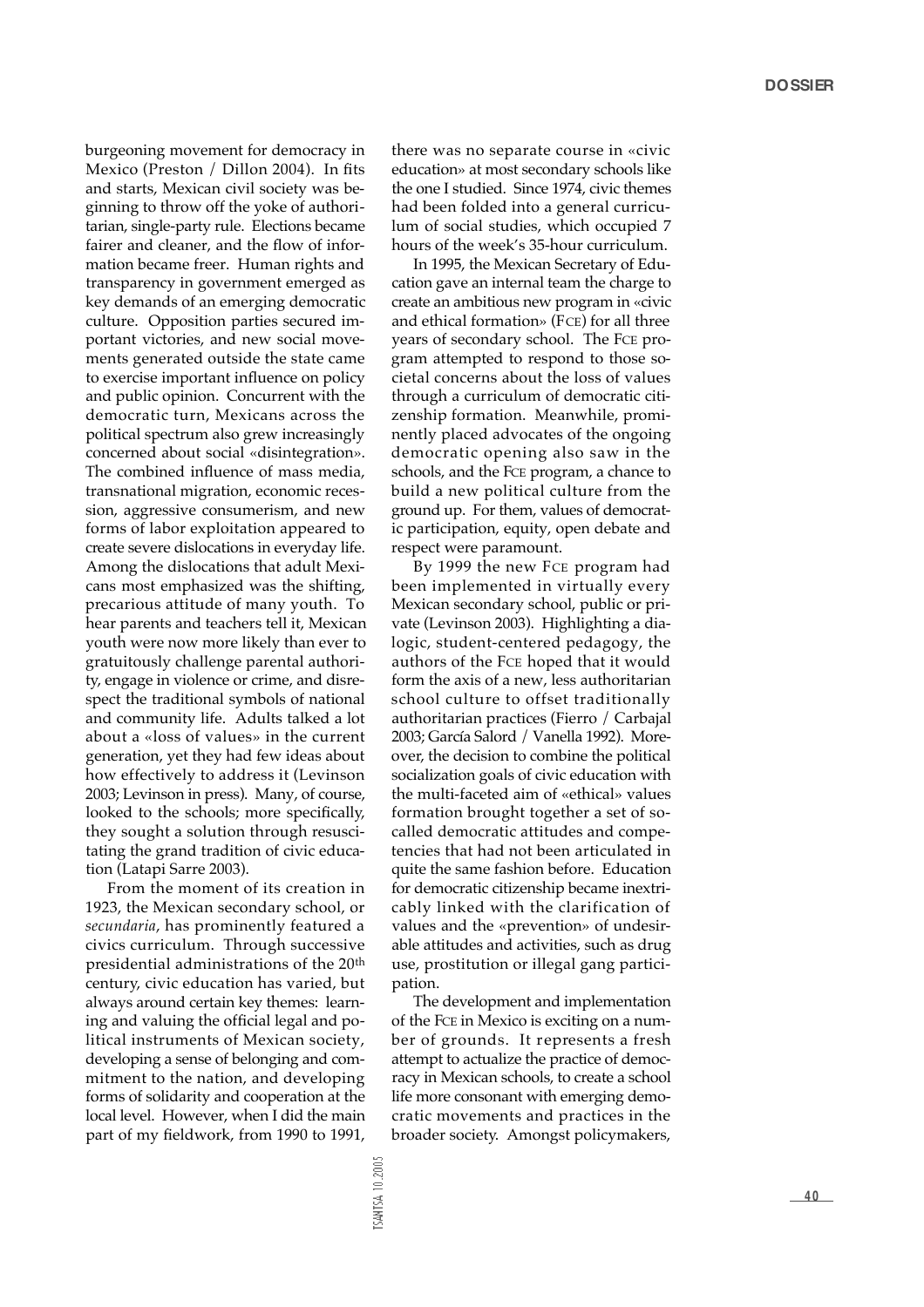burgeoning movement for democracy in Mexico (Preston / Dillon 2004). In fits and starts, Mexican civil society was beginning to throw off the yoke of authoritarian, single-party rule. Elections became fairer and cleaner, and the flow of information became freer. Human rights and transparency in government emerged as key demands of an emerging democratic culture. Opposition parties secured important victories, and new social movements generated outside the state came to exercise important influence on policy and public opinion. Concurrent with the democratic turn, Mexicans across the political spectrum also grew increasingly concerned about social «disintegration». The combined influence of mass media, transnational migration, economic recession, aggressive consumerism, and new forms of labor exploitation appeared to create severe dislocations in everyday life. Among the dislocations that adult Mexicans most emphasized was the shifting, precarious attitude of many youth. To hear parents and teachers tell it, Mexican youth were now more likely than ever to gratuitously challenge parental authority, engage in violence or crime, and disrespect the traditional symbols of national and community life. Adults talked a lot about a «loss of values» in the current generation, yet they had few ideas about how effectively to address it (Levinson 2003; Levinson in press). Many, of course, looked to the schools; more specifically, they sought a solution through resuscitating the grand tradition of civic education (Latapi Sarre 2003).

From the moment of its creation in 1923, the Mexican secondary school, or *secundaria*, has prominently featured a civics curriculum. Through successive presidential administrations of the 20th century, civic education has varied, but always around certain key themes: learning and valuing the official legal and political instruments of Mexican society, developing a sense of belonging and commitment to the nation, and developing forms of solidarity and cooperation at the local level. However, when I did the main part of my fieldwork, from 1990 to 1991, there was no separate course in «civic education» at most secondary schools like the one I studied. Since 1974, civic themes had been folded into a general curriculum of social studies, which occupied 7 hours of the week's 35-hour curriculum.

In 1995, the Mexican Secretary of Education gave an internal team the charge to create an ambitious new program in «civic and ethical formation» (FCE) for all three years of secondary school. The FCE program attempted to respond to those societal concerns about the loss of values through a curriculum of democratic citizenship formation. Meanwhile, prominently placed advocates of the ongoing democratic opening also saw in the schools, and the FCE program, a chance to build a new political culture from the ground up. For them, values of democratic participation, equity, open debate and respect were paramount.

By 1999 the new FCE program had been implemented in virtually every Mexican secondary school, public or private (Levinson 2003). Highlighting a dialogic, student-centered pedagogy, the authors of the FCE hoped that it would form the axis of a new, less authoritarian school culture to offset traditionally authoritarian practices (Fierro / Carbajal 2003; García Salord / Vanella 1992). Moreover, the decision to combine the political socialization goals of civic education with the multi-faceted aim of «ethical» values formation brought together a set of so-called democratic attitudes and competencies that had not been articulated in quite the same fashion before. Education for democratic citizenship became inextricably linked with the clarification of values and the «prevention» of undesirable attitudes and activities, such as drug use, prostitution or illegal gang participation.

The development and implementation of the FCE in Mexico is exciting on a number of grounds. It represents a fresh attempt to actualize the practice of democracy in Mexican schools, to create a school life more consonant with emerging democratic movements and practices in the broader society. Amongst policymakers,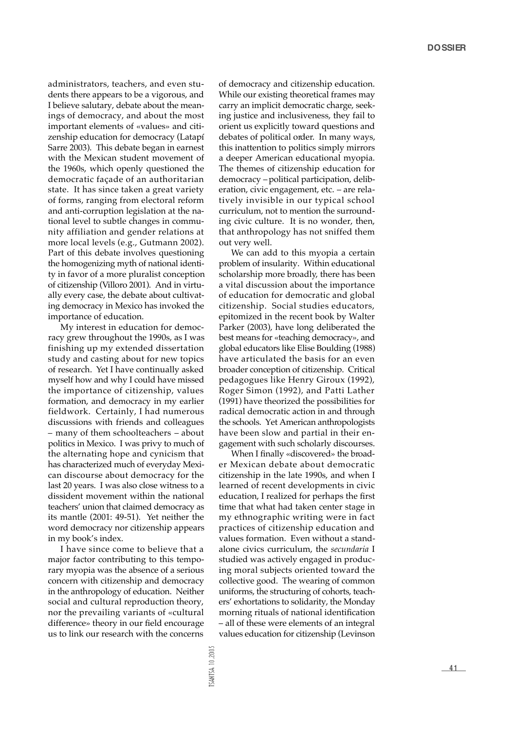administrators, teachers, and even students there appears to be a vigorous, and I believe salutary, debate about the meanings of democracy, and about the most important elements of «values» and citizenship education for democracy (Latapí Sarre 2003). This debate began in earnest with the Mexican student movement of the 1960s, which openly questioned the democratic façade of an authoritarian state. It has since taken a great variety of forms, ranging from electoral reform and anti-corruption legislation at the national level to subtle changes in community affiliation and gender relations at more local levels (e.g., Gutmann 2002). Part of this debate involves questioning the homogenizing myth of national identity in favor of a more pluralist conception of citizenship (Villoro 2001). And in virtually every case, the debate about cultivating democracy in Mexico has invoked the importance of education.

My interest in education for democracy grew throughout the 1990s, as I was finishing up my extended dissertation study and casting about for new topics of research. Yet I have continually asked myself how and why I could have missed the importance of citizenship, values formation, and democracy in my earlier fieldwork. Certainly, I had numerous discussions with friends and colleagues – many of them schoolteachers – about politics in Mexico. I was privy to much of the alternating hope and cynicism that has characterized much of everyday Mexican discourse about democracy for the last 20 years. I was also close witness to a dissident movement within the national teachers' union that claimed democracy as its mantle (2001: 49-51). Yet neither the word democracy nor citizenship appears in my book's index.

I have since come to believe that a major factor contributing to this temporary myopia was the absence of a serious concern with citizenship and democracy in the anthropology of education. Neither social and cultural reproduction theory, nor the prevailing variants of «cultural difference» theory in our field encourage us to link our research with the concerns of democracy and citizenship education. While our existing theoretical frames may carry an implicit democratic charge, seeking justice and inclusiveness, they fail to orient us explicitly toward questions and debates of political order. In many ways, this inattention to politics simply mirrors a deeper American educational myopia. The themes of citizenship education for democracy – political participation, deliberation, civic engagement, etc. – are relatively invisible in our typical school curriculum, not to mention the surrounding civic culture. It is no wonder, then, that anthropology has not sniffed them out very well.

We can add to this myopia a certain problem of insularity. Within educational scholarship more broadly, there has been a vital discussion about the importance of education for democratic and global citizenship. Social studies educators, epitomized in the recent book by Walter Parker (2003), have long deliberated the best means for «teaching democracy», and global educators like Elise Boulding (1988) have articulated the basis for an even broader conception of citizenship. Critical pedagogues like Henry Giroux (1992), Roger Simon (1992), and Patti Lather (1991) have theorized the possibilities for radical democratic action in and through the schools. Yet American anthropologists have been slow and partial in their engagement with such scholarly discourses.

When I finally «discovered» the broader Mexican debate about democratic citizenship in the late 1990s, and when I learned of recent developments in civic education, I realized for perhaps the first time that what had taken center stage in my ethnographic writing were in fact practices of citizenship education and values formation. Even without a stand-alone civics curriculum, the *secundaria* I studied was actively engaged in producing moral subjects oriented toward the collective good. The wearing of common uniforms, the structuring of cohorts, teachers' exhortations to solidarity, the Monday morning rituals of national identification – all of these were elements of an integral values education for citizenship (Levinson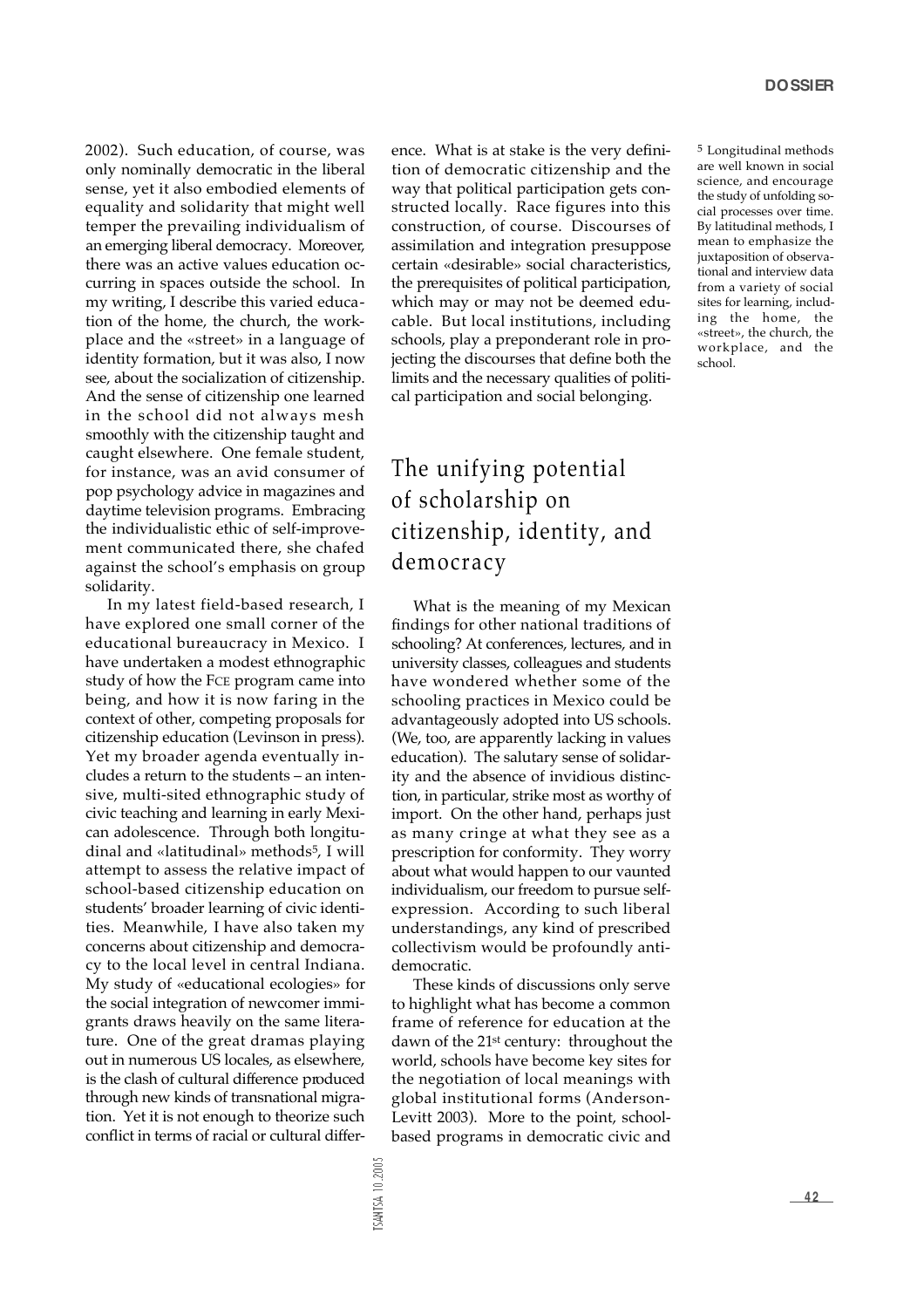2002). Such education, of course, was only nominally democratic in the liberal sense, yet it also embodied elements of equality and solidarity that might well temper the prevailing individualism of an emerging liberal democracy. Moreover, there was an active values education occurring in spaces outside the school. In my writing, I describe this varied education of the home, the church, the workplace and the «street» in a language of identity formation, but it was also, I now see, about the socialization of citizenship. And the sense of citizenship one learned in the school did not always mesh smoothly with the citizenship taught and caught elsewhere. One female student, for instance, was an avid consumer of pop psychology advice in magazines and daytime television programs. Embracing the individualistic ethic of self-improvement communicated there, she chafed against the school's emphasis on group solidarity.

In my latest field-based research, I have explored one small corner of the educational bureaucracy in Mexico. I have undertaken a modest ethnographic study of how the FCE program came into being, and how it is now faring in the context of other, competing proposals for citizenship education (Levinson in press). Yet my broader agenda eventually includes a return to the students – an intensive, multi-sited ethnographic study of civic teaching and learning in early Mexican adolescence. Through both longitudinal and «latitudinal» methods[5], I will attempt to assess the relative impact of school-based citizenship education on students' broader learning of civic identities. Meanwhile, I have also taken my concerns about citizenship and democracy to the local level in central Indiana. My study of «educational ecologies» for the social integration of newcomer immigrants draws heavily on the same literature. One of the great dramas playing out in numerous US locales, as elsewhere, is the clash of cultural difference produced through new kinds of transnational migration. Yet it is not enough to theorize such conflict in terms of racial or cultural difference. What is at stake is the very definition of democratic citizenship and the way that political participation gets constructed locally. Race figures into this construction, of course. Discourses of assimilation and integration presuppose certain «desirable» social characteristics, the prerequisites of political participation, which may or may not be deemed educable. But local institutions, including schools, play a preponderant role in projecting the discourses that define both the limits and the necessary qualities of political participation and social belonging.

## The unifying potential of scholarship on citizenship, identity, and democracy

What is the meaning of my Mexican findings for other national traditions of schooling? At conferences, lectures, and in university classes, colleagues and students have wondered whether some of the schooling practices in Mexico could be advantageously adopted into US schools. (We, too, are apparently lacking in values education). The salutary sense of solidarity and the absence of invidious distinction, in particular, strike most as worthy of import. On the other hand, perhaps just as many cringe at what they see as a prescription for conformity. They worry about what would happen to our vaunted individualism, our freedom to pursue self-expression. According to such liberal understandings, any kind of prescribed collectivism would be profoundly anti-democratic.

These kinds of discussions only serve to highlight what has become a common frame of reference for education at the dawn of the 21st century: throughout the world, schools have become key sites for the negotiation of local meanings with global institutional forms (Anderson-Levitt 2003). More to the point, school-based programs in democratic civic and

[5] Longitudinal methods are well known in social science, and encourage the study of unfolding social processes over time. By latitudinal methods, I mean to emphasize the juxtaposition of observational and interview data from a variety of social sites for learning, including the home, the «street», the church, the workplace, and the school.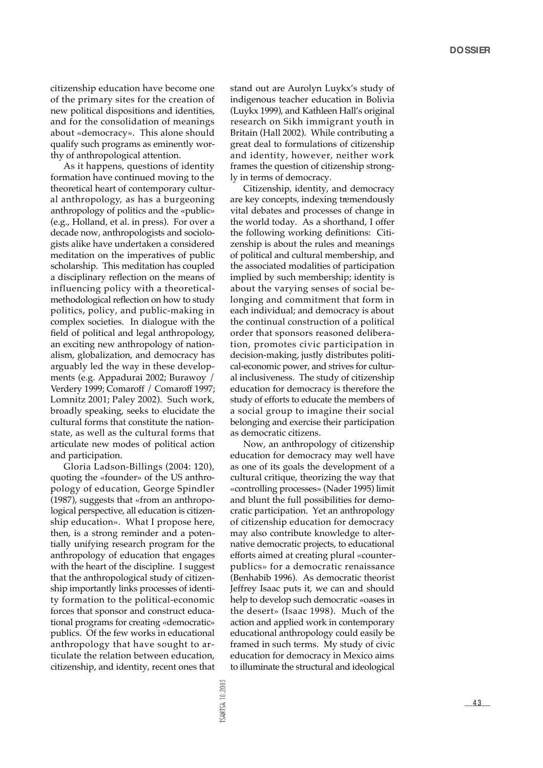citizenship education have become one of the primary sites for the creation of new political dispositions and identities, and for the consolidation of meanings about «democracy». This alone should qualify such programs as eminently worthy of anthropological attention.

As it happens, questions of identity formation have continued moving to the theoretical heart of contemporary cultural anthropology, as has a burgeoning anthropology of politics and the «public» (e.g., Holland, et al. in press). For over a decade now, anthropologists and sociologists alike have undertaken a considered meditation on the imperatives of public scholarship. This meditation has coupled a disciplinary reflection on the means of influencing policy with a theoretical-methodological reflection on how to study politics, policy, and public-making in complex societies. In dialogue with the field of political and legal anthropology, an exciting new anthropology of nationalism, globalization, and democracy has arguably led the way in these developments (e.g. Appadurai 2002; Burawoy / Verdery 1999; Comaroff / Comaroff 1997; Lomnitz 2001; Paley 2002). Such work, broadly speaking, seeks to elucidate the cultural forms that constitute the nation-state, as well as the cultural forms that articulate new modes of political action and participation.

Gloria Ladson-Billings (2004: 120), quoting the «founder» of the US anthropology of education, George Spindler (1987), suggests that «from an anthropological perspective, all education is citizenship education». What I propose here, then, is a strong reminder and a potentially unifying research program for the anthropology of education that engages with the heart of the discipline. I suggest that the anthropological study of citizenship importantly links processes of identity formation to the political-economic forces that sponsor and construct educational programs for creating «democratic» publics. Of the few works in educational anthropology that have sought to articulate the relation between education, citizenship, and identity, recent ones that stand out are Aurolyn Luykx's study of indigenous teacher education in Bolivia (Luykx 1999), and Kathleen Hall's original research on Sikh immigrant youth in Britain (Hall 2002). While contributing a great deal to formulations of citizenship and identity, however, neither work frames the question of citizenship strongly in terms of democracy.

Citizenship, identity, and democracy are key concepts, indexing tremendously vital debates and processes of change in the world today. As a shorthand, I offer the following working definitions: Citizenship is about the rules and meanings of political and cultural membership, and the associated modalities of participation implied by such membership; identity is about the varying senses of social belonging and commitment that form in each individual; and democracy is about the continual construction of a political order that sponsors reasoned deliberation, promotes civic participation in decision-making, justly distributes political-economic power, and strives for cultural inclusiveness. The study of citizenship education for democracy is therefore the study of efforts to educate the members of a social group to imagine their social belonging and exercise their participation as democratic citizens.

Now, an anthropology of citizenship education for democracy may well have as one of its goals the development of a cultural critique, theorizing the way that «controlling processes» (Nader 1995) limit and blunt the full possibilities for democratic participation. Yet an anthropology of citizenship education for democracy may also contribute knowledge to alternative democratic projects, to educational efforts aimed at creating plural «counterpublics» for a democratic renaissance (Benhabib 1996). As democratic theorist Jeffrey Isaac puts it, we can and should help to develop such democratic «oases in the desert» (Isaac 1998). Much of the action and applied work in contemporary educational anthropology could easily be framed in such terms. My study of civic education for democracy in Mexico aims to illuminate the structural and ideological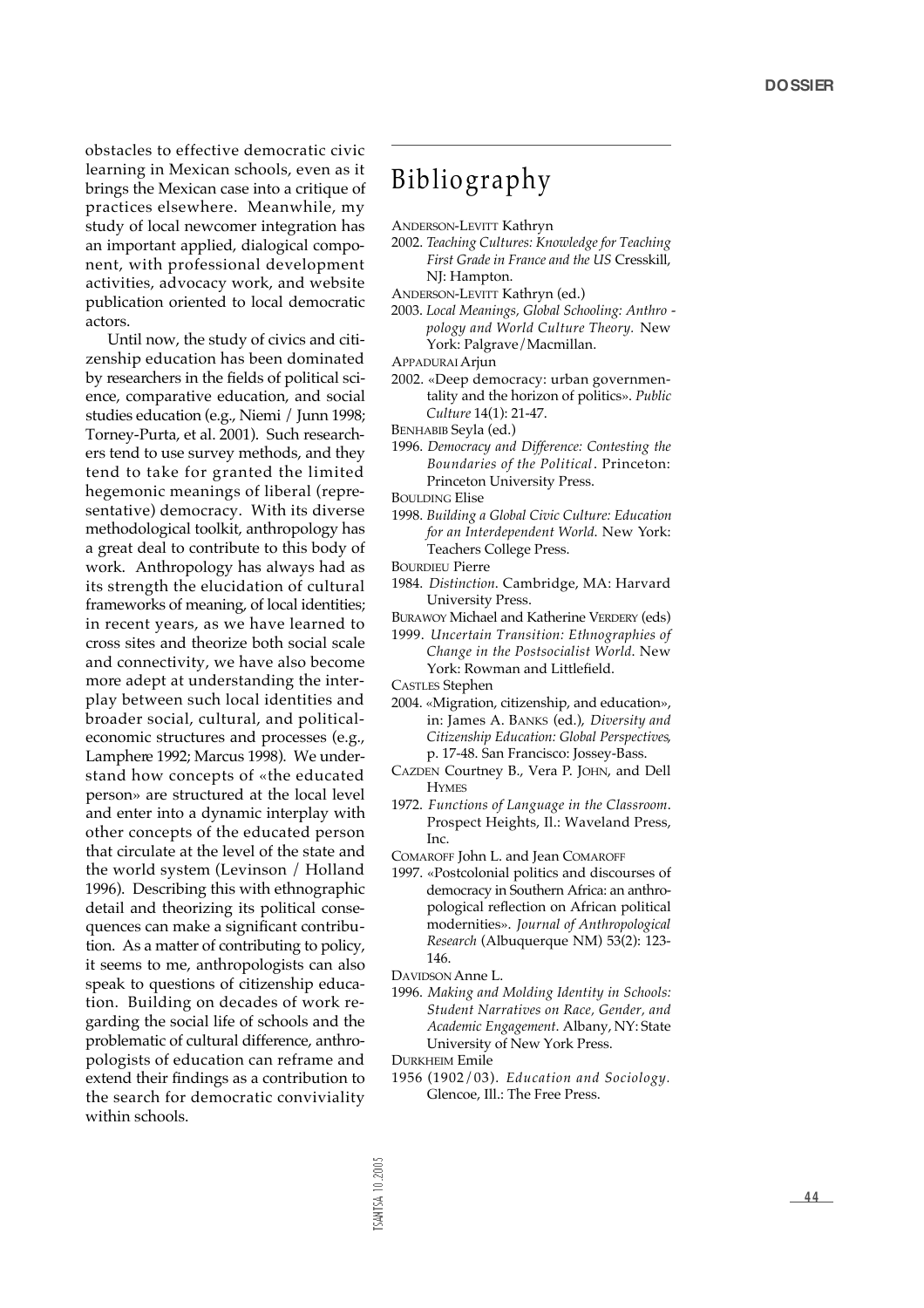obstacles to effective democratic civic learning in Mexican schools, even as it brings the Mexican case into a critique of practices elsewhere. Meanwhile, my study of local newcomer integration has an important applied, dialogical component, with professional development activities, advocacy work, and website publication oriented to local democratic actors.

Until now, the study of civics and citizenship education has been dominated by researchers in the fields of political science, comparative education, and social studies education (e.g., Niemi / Junn 1998; Torney-Purta, et al. 2001). Such researchers tend to use survey methods, and they tend to take for granted the limited hegemonic meanings of liberal (representative) democracy. With its diverse methodological toolkit, anthropology has a great deal to contribute to this body of work. Anthropology has always had as its strength the elucidation of cultural frameworks of meaning, of local identities; in recent years, as we have learned to cross sites and theorize both social scale and connectivity, we have also become more adept at understanding the interplay between such local identities and broader social, cultural, and political-economic structures and processes (e.g., Lamphere 1992; Marcus 1998). We understand how concepts of «the educated person» are structured at the local level and enter into a dynamic interplay with other concepts of the educated person that circulate at the level of the state and the world system (Levinson / Holland 1996). Describing this with ethnographic detail and theorizing its political consequences can make a significant contribution. As a matter of contributing to policy, it seems to me, anthropologists can also speak to questions of citizenship education. Building on decades of work regarding the social life of schools and the problematic of cultural difference, anthropologists of education can reframe and extend their findings as a contribution to the search for democratic conviviality within schools.

# Bibliography

ANDERSON-LEVITT Kathryn
2002. *Teaching Cultures: Knowledge for Teaching First Grade in France and the US* Cresskill, NJ: Hampton.

ANDERSON-LEVITT Kathryn (ed.)
2003. *Local Meanings, Global Schooling: Anthropology and World Culture Theory.* New York: Palgrave/Macmillan.

APPADURAI Arjun
2002. «Deep democracy: urban governmentality and the horizon of politics». *Public Culture* 14(1): 21-47.

BENHABIB Seyla (ed.)
1996. *Democracy and Difference: Contesting the Boundaries of the Political*. Princeton: Princeton University Press.

BOULDING Elise
1998. *Building a Global Civic Culture: Education for an Interdependent World.* New York: Teachers College Press.

BOURDIEU Pierre
1984. *Distinction*. Cambridge, MA: Harvard University Press.

BURAWOY Michael and Katherine VERDERY (eds)
1999. *Uncertain Transition: Ethnographies of Change in the Postsocialist World*. New York: Rowman and Littlefield.

CASTLES Stephen
2004. «Migration, citizenship, and education», in: James A. BANKS (ed.), *Diversity and Citizenship Education: Global Perspectives*, p. 17-48. San Francisco: Jossey-Bass.

CAZDEN Courtney B., Vera P. JOHN, and Dell HYMES
1972. *Functions of Language in the Classroom*. Prospect Heights, Il.: Waveland Press, Inc.

COMAROFF John L. and Jean COMAROFF
1997. «Postcolonial politics and discourses of democracy in Southern Africa: an anthropological reflection on African political modernities». *Journal of Anthropological Research* (Albuquerque NM) 53(2): 123-146.

DAVIDSON Anne L.
1996. *Making and Molding Identity in Schools: Student Narratives on Race, Gender, and Academic Engagement*. Albany, NY: State University of New York Press.

DURKHEIM Emile
1956 (1902/03). *Education and Sociology.* Glencoe, Ill.: The Free Press.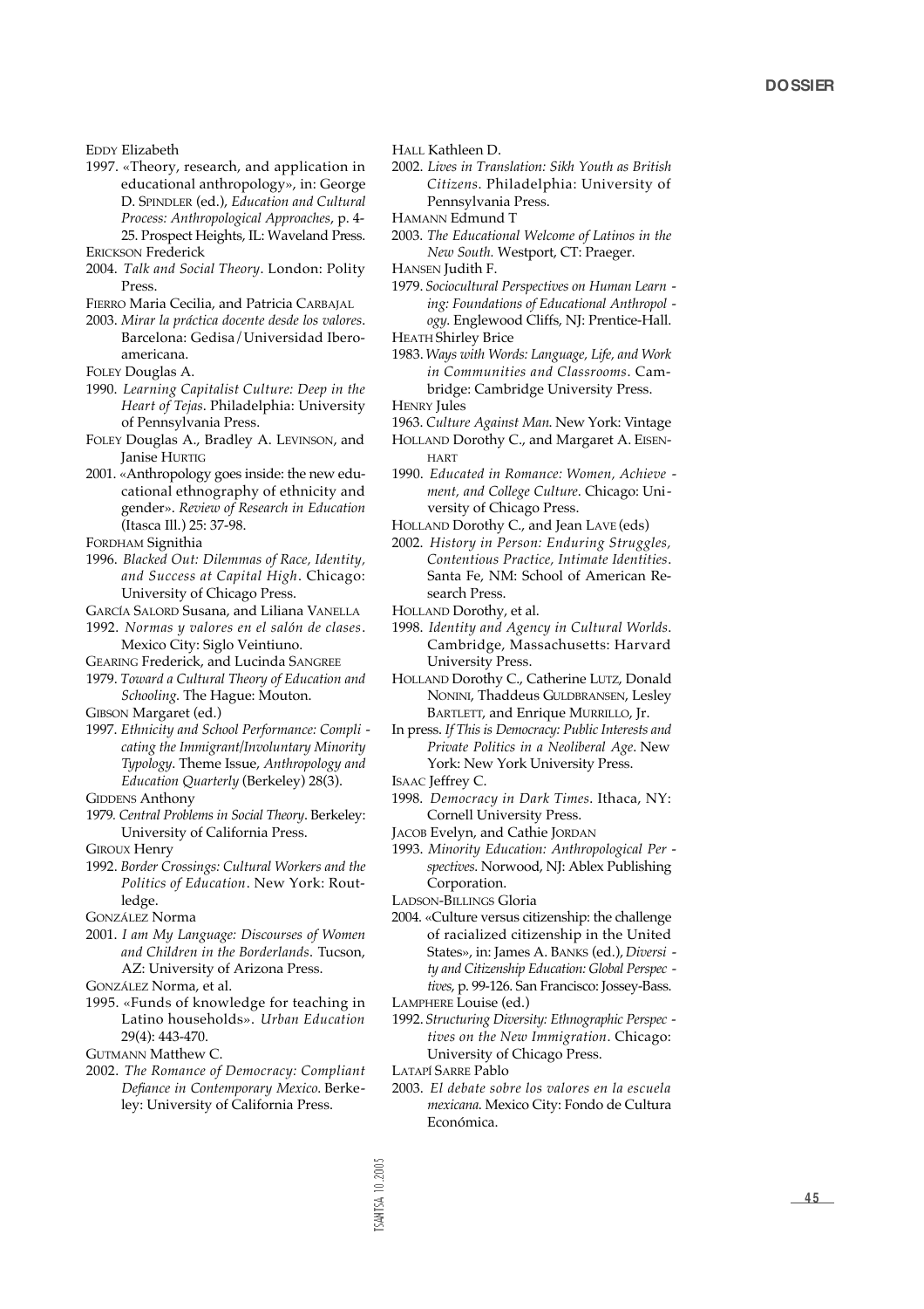EDDY Elizabeth

1997. «Theory, research, and application in educational anthropology», in: George D. SPINDLER (ed.), *Education and Cultural Process: Anthropological Approaches*, p. 4-25. Prospect Heights, IL: Waveland Press.

ERICKSON Frederick

2004. *Talk and Social Theory*. London: Polity Press.

FIERRO Maria Cecilia, and Patricia CARBAJAL

2003. *Mirar la práctica docente desde los valores*. Barcelona: Gedisa/Universidad Iberoamericana.

FOLEY Douglas A.

1990. *Learning Capitalist Culture: Deep in the Heart of Tejas*. Philadelphia: University of Pennsylvania Press.

FOLEY Douglas A., Bradley A. LEVINSON, and Janise HURTIG

2001. «Anthropology goes inside: the new educational ethnography of ethnicity and gender». *Review of Research in Education* (Itasca Ill.) 25: 37-98.

FORDHAM Signithia

1996. *Blacked Out: Dilemmas of Race, Identity, and Success at Capital High*. Chicago: University of Chicago Press.

GARCÍA SALORD Susana, and Liliana VANELLA

1992. *Normas y valores en el salón de clases*. Mexico City: Siglo Veintiuno.

GEARING Frederick, and Lucinda SANGREE

1979. *Toward a Cultural Theory of Education and Schooling*. The Hague: Mouton.

GIBSON Margaret (ed.)

1997. *Ethnicity and School Performance: Complicating the Immigrant/Involuntary Minority Typology*. Theme Issue, *Anthropology and Education Quarterly* (Berkeley) 28(3).

GIDDENS Anthony

1979. *Central Problems in Social Theory*. Berkeley: University of California Press.

GIROUX Henry

1992. *Border Crossings: Cultural Workers and the Politics of Education*. New York: Routledge.

GONZÁLEZ Norma

2001. *I am My Language: Discourses of Women and Children in the Borderlands*. Tucson, AZ: University of Arizona Press.

GONZÁLEZ Norma, et al.

1995. «Funds of knowledge for teaching in Latino households». *Urban Education* 29(4): 443-470.

GUTMANN Matthew C.

2002. *The Romance of Democracy: Compliant Defiance in Contemporary Mexico*. Berkeley: University of California Press.

HALL Kathleen D.

2002. *Lives in Translation: Sikh Youth as British Citizens*. Philadelphia: University of Pennsylvania Press.

HAMANN Edmund T

2003. *The Educational Welcome of Latinos in the New South*. Westport, CT: Praeger.

HANSEN Judith F.

1979. *Sociocultural Perspectives on Human Learning: Foundations of Educational Anthropology*. Englewood Cliffs, NJ: Prentice-Hall.

HEATH Shirley Brice

1983. *Ways with Words: Language, Life, and Work in Communities and Classrooms*. Cambridge: Cambridge University Press.

HENRY Jules

1963. *Culture Against Man*. New York: Vintage

HOLLAND Dorothy C., and Margaret A. EISENHART

1990. *Educated in Romance: Women, Achievement, and College Culture*. Chicago: University of Chicago Press.

HOLLAND Dorothy C., and Jean LAVE (eds)

2002. *History in Person: Enduring Struggles, Contentious Practice, Intimate Identities*. Santa Fe, NM: School of American Research Press.

HOLLAND Dorothy, et al.

1998. *Identity and Agency in Cultural Worlds*. Cambridge, Massachusetts: Harvard University Press.

HOLLAND Dorothy C., Catherine LUTZ, Donald NONINI, Thaddeus GULDBRANSEN, Lesley BARTLETT, and Enrique MURRILLO, Jr.

In press. *If This is Democracy: Public Interests and Private Politics in a Neoliberal Age*. New York: New York University Press.

ISAAC Jeffrey C.

1998. *Democracy in Dark Times*. Ithaca, NY: Cornell University Press.

JACOB Evelyn, and Cathie JORDAN

1993. *Minority Education: Anthropological Perspectives*. Norwood, NJ: Ablex Publishing Corporation.

LADSON-BILLINGS Gloria

2004. «Culture versus citizenship: the challenge of racialized citizenship in the United States», in: James A. BANKS (ed.), *Diversity and Citizenship Education: Global Perspectives*, p. 99-126. San Francisco: Jossey-Bass.

LAMPHERE Louise (ed.)

1992. *Structuring Diversity: Ethnographic Perspectives on the New Immigration*. Chicago: University of Chicago Press.

LATAPÍ SARRE Pablo

2003. *El debate sobre los valores en la escuela mexicana*. Mexico City: Fondo de Cultura Económica.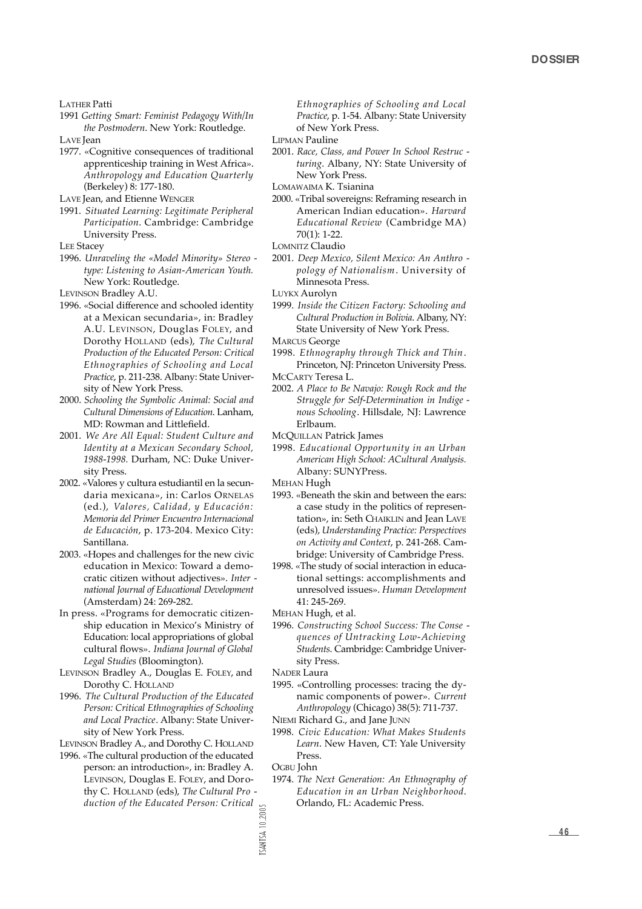LATHER Patti

1991 *Getting Smart: Feminist Pedagogy With/In the Postmodern*. New York: Routledge.

LAVE Jean

1977. «Cognitive consequences of traditional apprenticeship training in West Africa». *Anthropology and Education Quarterly* (Berkeley) 8: 177-180.

LAVE Jean, and Etienne WENGER

1991. *Situated Learning: Legitimate Peripheral Participation*. Cambridge: Cambridge University Press.

LEE Stacey

1996. *Unraveling the «Model Minority» Stereotype: Listening to Asian-American Youth.* New York: Routledge.

LEVINSON Bradley A.U.

1996. «Social difference and schooled identity at a Mexican secundaria», in: Bradley A.U. LEVINSON, Douglas FOLEY, and Dorothy HOLLAND (eds), *The Cultural Production of the Educated Person: Critical Ethnographies of Schooling and Local Practice*, p. 211-238. Albany: State University of New York Press.

2000. *Schooling the Symbolic Animal: Social and Cultural Dimensions of Education.* Lanham, MD: Rowman and Littlefield.

2001. *We Are All Equal: Student Culture and Identity at a Mexican Secondary School, 1988-1998.* Durham, NC: Duke University Press.

2002. «Valores y cultura estudiantil en la secundaria mexicana», in: Carlos ORNELAS (ed.), *Valores, Calidad, y Educación: Memoria del Primer Encuentro Internacional de Educación*, p. 173-204. Mexico City: Santillana.

2003. «Hopes and challenges for the new civic education in Mexico: Toward a democratic citizen without adjectives». *International Journal of Educational Development* (Amsterdam) 24: 269-282.

In press. «Programs for democratic citizenship education in Mexico's Ministry of Education: local appropriations of global cultural flows». *Indiana Journal of Global Legal Studies* (Bloomington).

LEVINSON Bradley A., Douglas E. FOLEY, and Dorothy C. HOLLAND

1996. *The Cultural Production of the Educated Person: Critical Ethnographies of Schooling and Local Practice*. Albany: State University of New York Press.

LEVINSON Bradley A., and Dorothy C. HOLLAND

1996. «The cultural production of the educated person: an introduction», in: Bradley A. LEVINSON, Douglas E. FOLEY, and Dorothy C. HOLLAND (eds), *The Cultural Production of the Educated Person: Critical Ethnographies of Schooling and Local Practice*, p. 1-54. Albany: State University of New York Press.

LIPMAN Pauline

2001. *Race, Class, and Power In School Restructuring*. Albany, NY: State University of New York Press.

LOMAWAIMA K. Tsianina

2000. «Tribal sovereigns: Reframing research in American Indian education». *Harvard Educational Review* (Cambridge MA) 70(1): 1-22.

LOMNITZ Claudio

2001. *Deep Mexico, Silent Mexico: An Anthropology of Nationalism*. University of Minnesota Press.

LUYKX Aurolyn

1999. *Inside the Citizen Factory: Schooling and Cultural Production in Bolivia*. Albany, NY: State University of New York Press.

MARCUS George

1998. *Ethnography through Thick and Thin*. Princeton, NJ: Princeton University Press.

MCCARTY Teresa L.

2002. *A Place to Be Navajo: Rough Rock and the Struggle for Self-Determination in Indigenous Schooling*. Hillsdale, NJ: Lawrence Erlbaum.

MCQUILLAN Patrick James

1998. *Educational Opportunity in an Urban American High School: ACultural Analysis.* Albany: SUNYPress.

MEHAN Hugh

1993. «Beneath the skin and between the ears: a case study in the politics of representation», in: Seth CHAIKLIN and Jean LAVE (eds), *Understanding Practice: Perspectives on Activity and Context*, p. 241-268. Cambridge: University of Cambridge Press.

1998. «The study of social interaction in educational settings: accomplishments and unresolved issues». *Human Development* 41: 245-269.

MEHAN Hugh, et al.

1996. *Constructing School Success: The Consequences of Untracking Low-Achieving Students.* Cambridge: Cambridge University Press.

NADER Laura

1995. «Controlling processes: tracing the dynamic components of power». *Current Anthropology* (Chicago) 38(5): 711-737.

NIEMI Richard G., and Jane JUNN

1998. *Civic Education: What Makes Students Learn*. New Haven, CT: Yale University Press.

OGBU John

1974. *The Next Generation: An Ethnography of Education in an Urban Neighborhood.* Orlando, FL: Academic Press.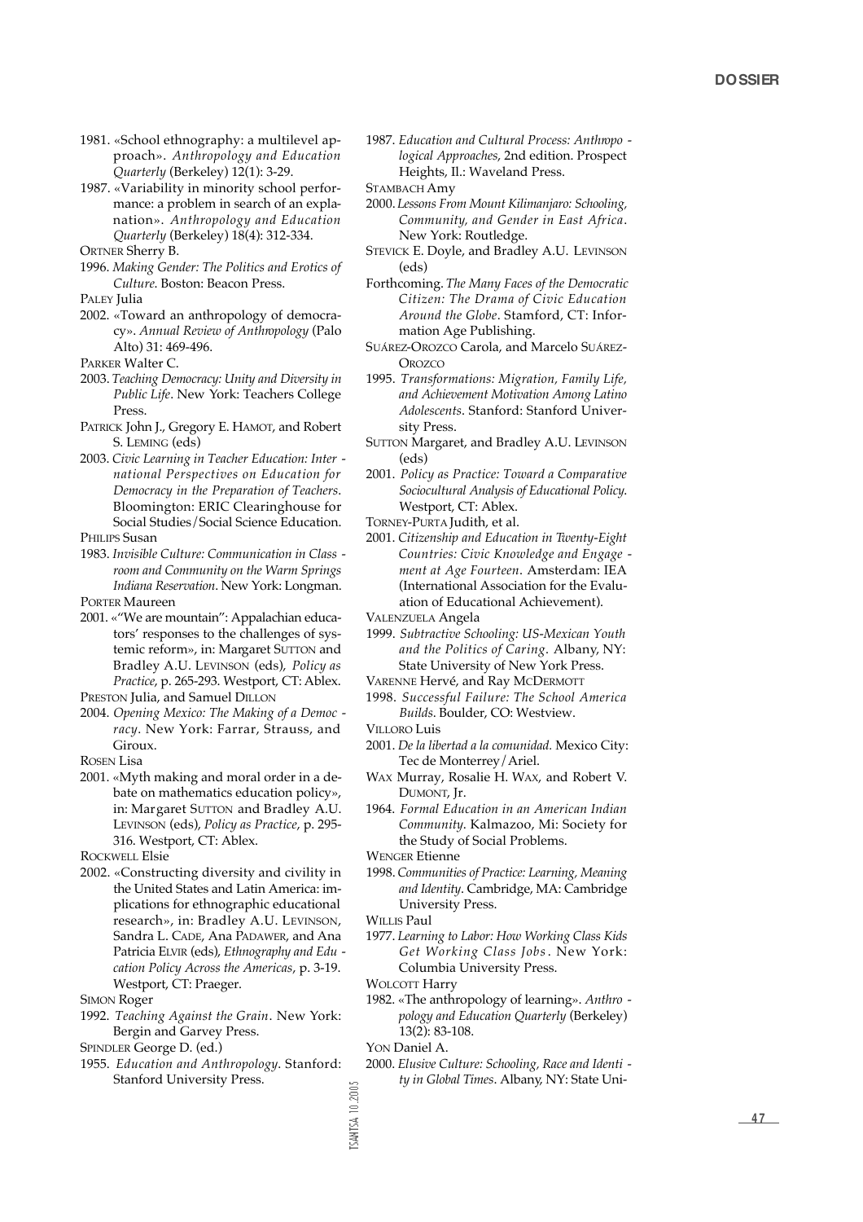1981. «School ethnography: a multilevel approach». *Anthropology and Education Quarterly* (Berkeley) 12(1): 3-29.

1987. «Variability in minority school performance: a problem in search of an explanation». *Anthropology and Education Quarterly* (Berkeley) 18(4): 312-334.

ORTNER Sherry B.

1996. *Making Gender: The Politics and Erotics of Culture*. Boston: Beacon Press.

PALEY Julia

2002. «Toward an anthropology of democracy». *Annual Review of Anthropology* (Palo Alto) 31: 469-496.

PARKER Walter C.

2003. *Teaching Democracy: Unity and Diversity in Public Life*. New York: Teachers College Press.

PATRICK John J., Gregory E. HAMOT, and Robert S. LEMING (eds)

2003. *Civic Learning in Teacher Education: International Perspectives on Education for Democracy in the Preparation of Teachers*. Bloomington: ERIC Clearinghouse for Social Studies/Social Science Education.

PHILIPS Susan

1983. *Invisible Culture: Communication in Classroom and Community on the Warm Springs Indiana Reservation*. New York: Longman.

PORTER Maureen

2001. «"We are mountain": Appalachian educators' responses to the challenges of systemic reform», in: Margaret SUTTON and Bradley A.U. LEVINSON (eds), *Policy as Practice*, p. 265-293. Westport, CT: Ablex.

PRESTON Julia, and Samuel DILLON

2004. *Opening Mexico: The Making of a Democracy*. New York: Farrar, Strauss, and Giroux.

ROSEN Lisa

2001. «Myth making and moral order in a debate on mathematics education policy», in: Margaret SUTTON and Bradley A.U. LEVINSON (eds), *Policy as Practice*, p. 295-316. Westport, CT: Ablex.

ROCKWELL Elsie

2002. «Constructing diversity and civility in the United States and Latin America: implications for ethnographic educational research», in: Bradley A.U. LEVINSON, Sandra L. CADE, Ana PADAWER, and Ana Patricia ELVIR (eds), *Ethnography and Education Policy Across the Americas*, p. 3-19. Westport, CT: Praeger.

SIMON Roger

1992. *Teaching Against the Grain*. New York: Bergin and Garvey Press.

SPINDLER George D. (ed.)

1955. *Education and Anthropology*. Stanford: Stanford University Press.

1987. *Education and Cultural Process: Anthropological Approaches*, 2nd edition. Prospect Heights, Il.: Waveland Press.

STAMBACH Amy

2000. *Lessons From Mount Kilimanjaro: Schooling, Community, and Gender in East Africa*. New York: Routledge.

STEVICK E. Doyle, and Bradley A.U. LEVINSON (eds)

Forthcoming. *The Many Faces of the Democratic Citizen: The Drama of Civic Education Around the Globe*. Stamford, CT: Information Age Publishing.

SUÁREZ-OROZCO Carola, and Marcelo SUÁREZ-OROZCO

1995. *Transformations: Migration, Family Life, and Achievement Motivation Among Latino Adolescents*. Stanford: Stanford University Press.

SUTTON Margaret, and Bradley A.U. LEVINSON (eds)

2001. *Policy as Practice: Toward a Comparative Sociocultural Analysis of Educational Policy*. Westport, CT: Ablex.

TORNEY-PURTA Judith, et al.

2001. *Citizenship and Education in Twenty-Eight Countries: Civic Knowledge and Engagement at Age Fourteen*. Amsterdam: IEA (International Association for the Evaluation of Educational Achievement).

VALENZUELA Angela

1999. *Subtractive Schooling: US-Mexican Youth and the Politics of Caring*. Albany, NY: State University of New York Press.

VARENNE Hervé, and Ray MCDERMOTT

1998. *Successful Failure: The School America Builds*. Boulder, CO: Westview.

VILLORO Luis

2001. *De la libertad a la comunidad*. Mexico City: Tec de Monterrey/Ariel.

WAX Murray, Rosalie H. WAX, and Robert V. DUMONT, Jr.

1964. *Formal Education in an American Indian Community*. Kalmazoo, Mi: Society for the Study of Social Problems.

WENGER Etienne

1998. *Communities of Practice: Learning, Meaning and Identity*. Cambridge, MA: Cambridge University Press.

WILLIS Paul

1977. *Learning to Labor: How Working Class Kids Get Working Class Jobs*. New York: Columbia University Press.

WOLCOTT Harry

1982. «The anthropology of learning». *Anthropology and Education Quarterly* (Berkeley) 13(2): 83-108.

YON Daniel A.

2000. *Elusive Culture: Schooling, Race and Identity in Global Times*. Albany, NY: State Uni-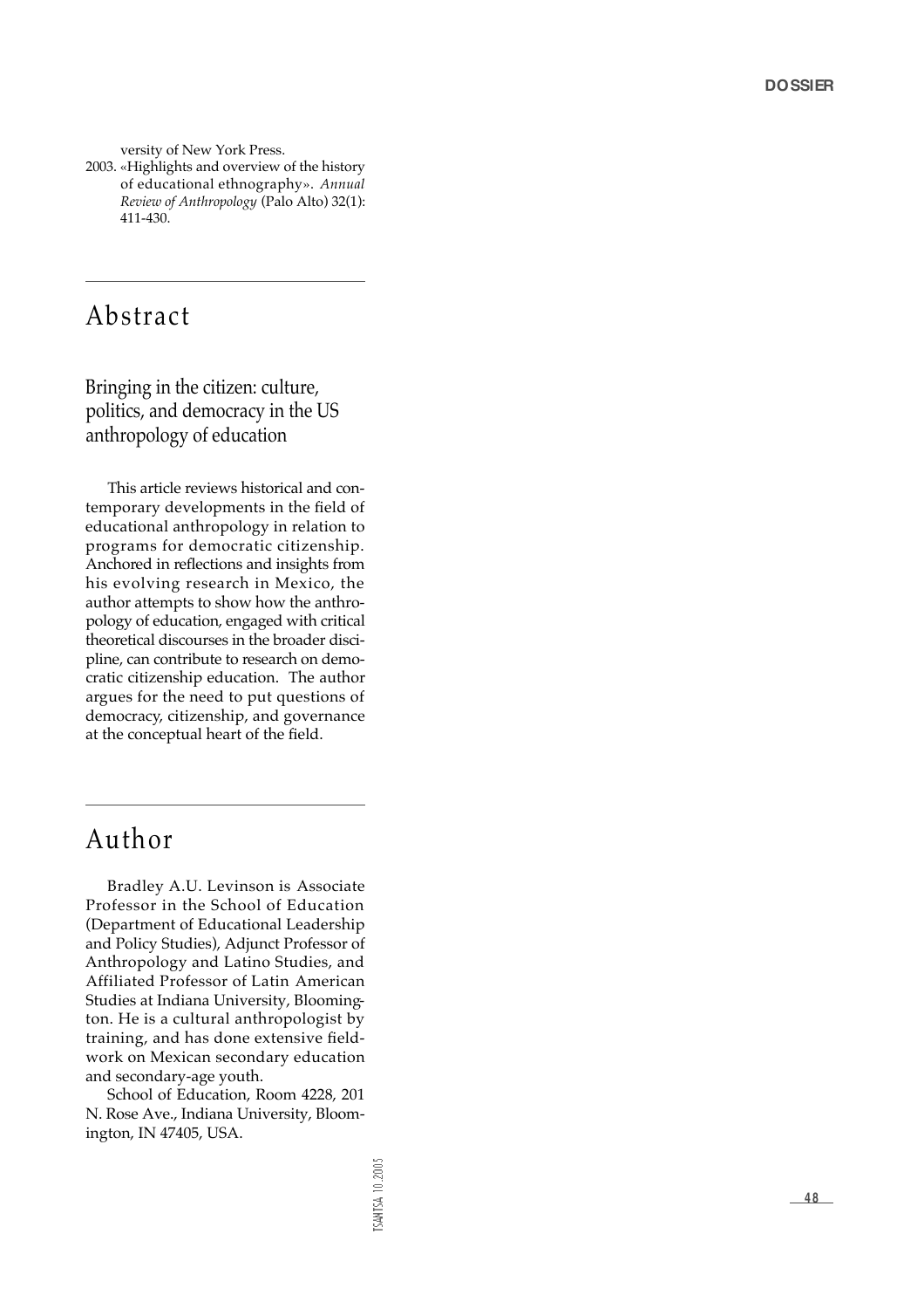versity of New York Press.

2003. «Highlights and overview of the history of educational ethnography». *Annual Review of Anthropology* (Palo Alto) 32(1): 411-430.

## Abstract

### Bringing in the citizen: culture, politics, and democracy in the US anthropology of education

This article reviews historical and contemporary developments in the field of educational anthropology in relation to programs for democratic citizenship. Anchored in reflections and insights from his evolving research in Mexico, the author attempts to show how the anthropology of education, engaged with critical theoretical discourses in the broader discipline, can contribute to research on democratic citizenship education. The author argues for the need to put questions of democracy, citizenship, and governance at the conceptual heart of the field.

## Author

Bradley A.U. Levinson is Associate Professor in the School of Education (Department of Educational Leadership and Policy Studies), Adjunct Professor of Anthropology and Latino Studies, and Affiliated Professor of Latin American Studies at Indiana University, Bloomington. He is a cultural anthropologist by training, and has done extensive fieldwork on Mexican secondary education and secondary-age youth.

School of Education, Room 4228, 201 N. Rose Ave., Indiana University, Bloomington, IN 47405, USA.